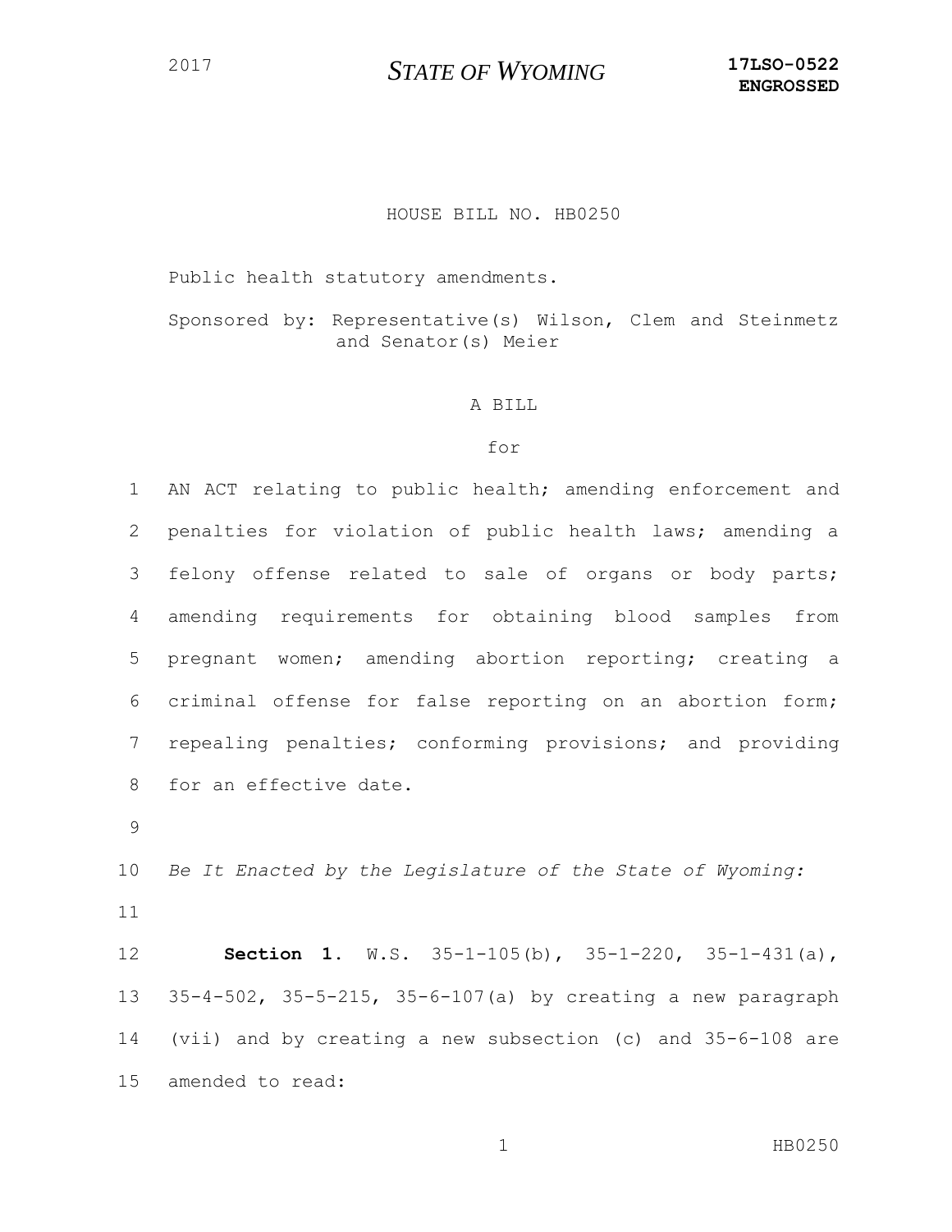2017 **STATE OF WYOMING** **17LSO-0522**
**ENGROSSED**

HOUSE BILL NO. HB0250

Public health statutory amendments.

Sponsored by: Representative(s) Wilson, Clem and Steinmetz and Senator(s) Meier

A BILL

for

AN ACT relating to public health; amending enforcement and penalties for violation of public health laws; amending a felony offense related to sale of organs or body parts; amending requirements for obtaining blood samples from pregnant women; amending abortion reporting; creating a criminal offense for false reporting on an abortion form; repealing penalties; conforming provisions; and providing for an effective date.

*Be It Enacted by the Legislature of the State of Wyoming:*

**Section 1.** W.S. 35-1-105(b), 35-1-220, 35-1-431(a), 35-4-502, 35-5-215, 35-6-107(a) by creating a new paragraph (vii) and by creating a new subsection (c) and 35-6-108 are amended to read: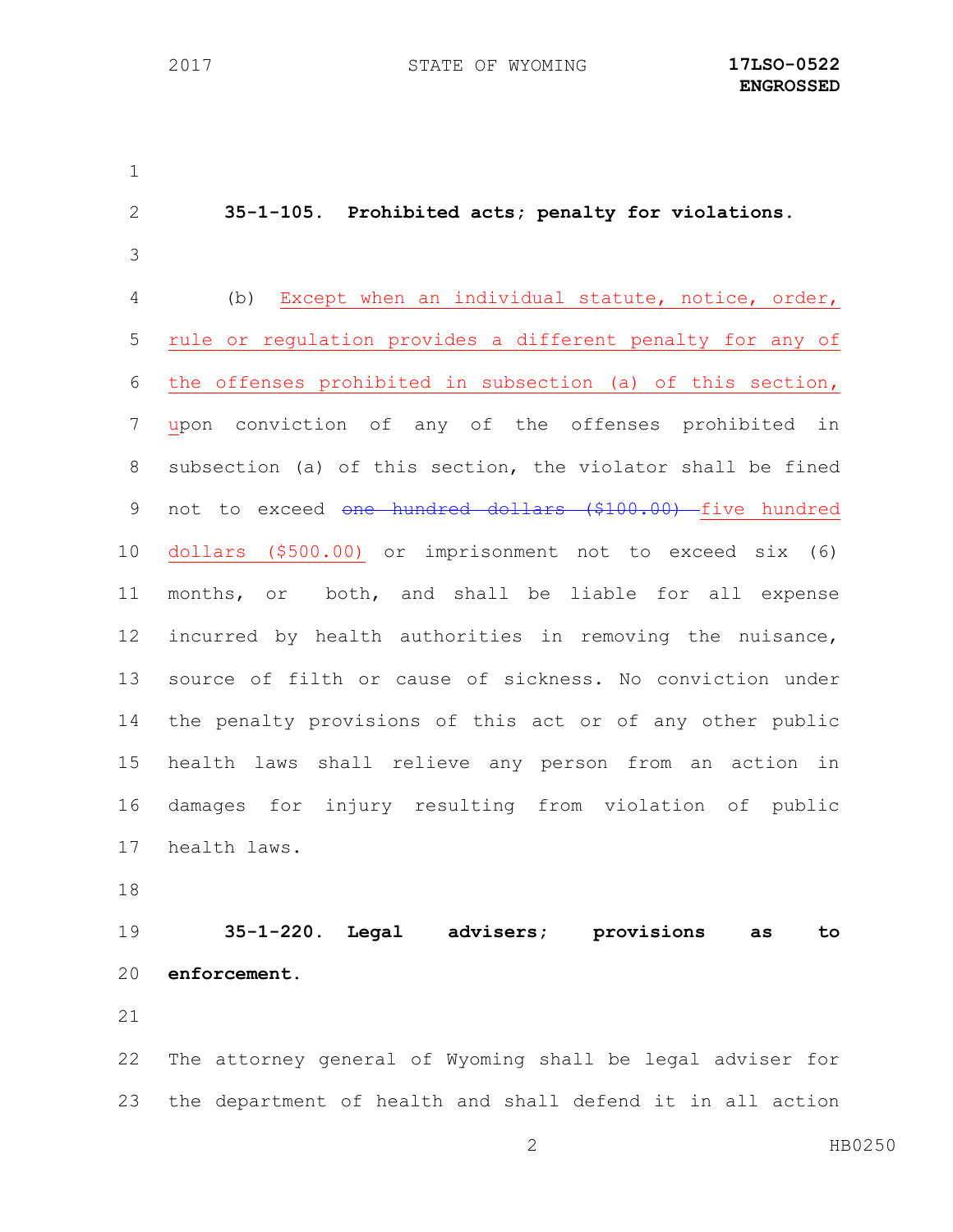**35-1-105. Prohibited acts; penalty for violations.**

(b) Except when an individual statute, notice, order, rule or regulation provides a different penalty for any of the offenses prohibited in subsection (a) of this section, upon conviction of any of the offenses prohibited in subsection (a) of this section, the violator shall be fined not to exceed ~~one hundred dollars ($100.00)~~ five hundred dollars ($500.00) or imprisonment not to exceed six (6) months, or both, and shall be liable for all expense incurred by health authorities in removing the nuisance, source of filth or cause of sickness. No conviction under the penalty provisions of this act or of any other public health laws shall relieve any person from an action in damages for injury resulting from violation of public health laws.

**35-1-220. Legal advisers; provisions as to enforcement.**

The attorney general of Wyoming shall be legal adviser for the department of health and shall defend it in all action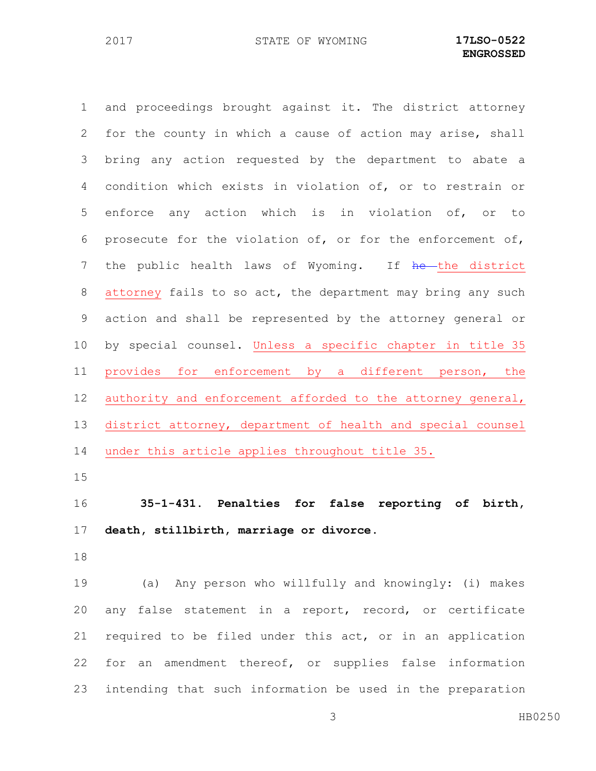and proceedings brought against it. The district attorney for the county in which a cause of action may arise, shall bring any action requested by the department to abate a condition which exists in violation of, or to restrain or enforce any action which is in violation of, or to prosecute for the violation of, or for the enforcement of, the public health laws of Wyoming. If ~~he~~ the district attorney fails to so act, the department may bring any such action and shall be represented by the attorney general or by special counsel. Unless a specific chapter in title 35 provides for enforcement by a different person, the authority and enforcement afforded to the attorney general, district attorney, department of health and special counsel under this article applies throughout title 35.

**35-1-431. Penalties for false reporting of birth, death, stillbirth, marriage or divorce.**

(a) Any person who willfully and knowingly: (i) makes any false statement in a report, record, or certificate required to be filed under this act, or in an application for an amendment thereof, or supplies false information intending that such information be used in the preparation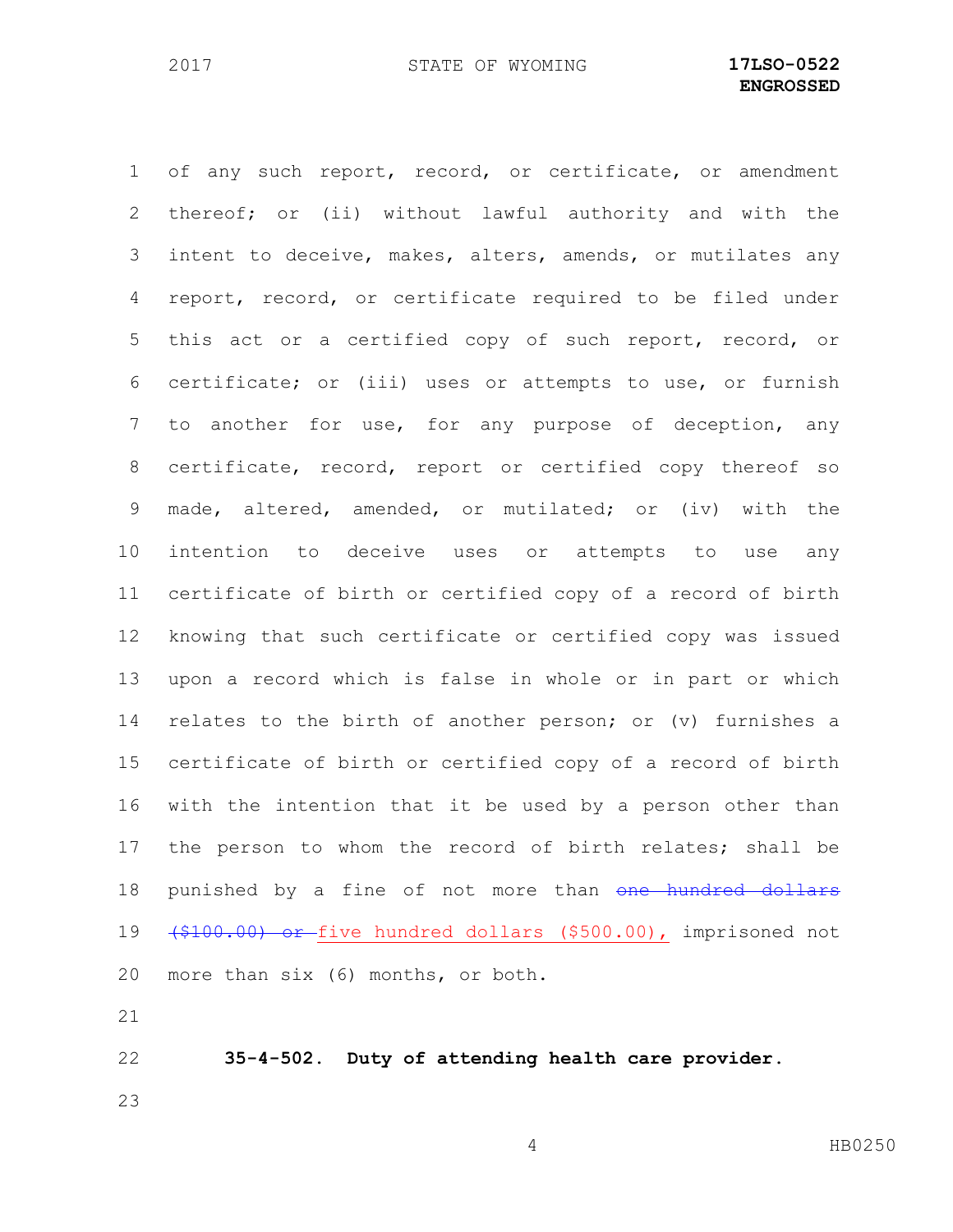of any such report, record, or certificate, or amendment thereof; or (ii) without lawful authority and with the intent to deceive, makes, alters, amends, or mutilates any report, record, or certificate required to be filed under this act or a certified copy of such report, record, or certificate; or (iii) uses or attempts to use, or furnish to another for use, for any purpose of deception, any certificate, record, report or certified copy thereof so made, altered, amended, or mutilated; or (iv) with the intention to deceive uses or attempts to use any certificate of birth or certified copy of a record of birth knowing that such certificate or certified copy was issued upon a record which is false in whole or in part or which relates to the birth of another person; or (v) furnishes a certificate of birth or certified copy of a record of birth with the intention that it be used by a person other than the person to whom the record of birth relates; shall be punished by a fine of not more than ~~one hundred dollars ($100.00) or~~ five hundred dollars ($500.00), imprisoned not more than six (6) months, or both.

**35-4-502. Duty of attending health care provider.**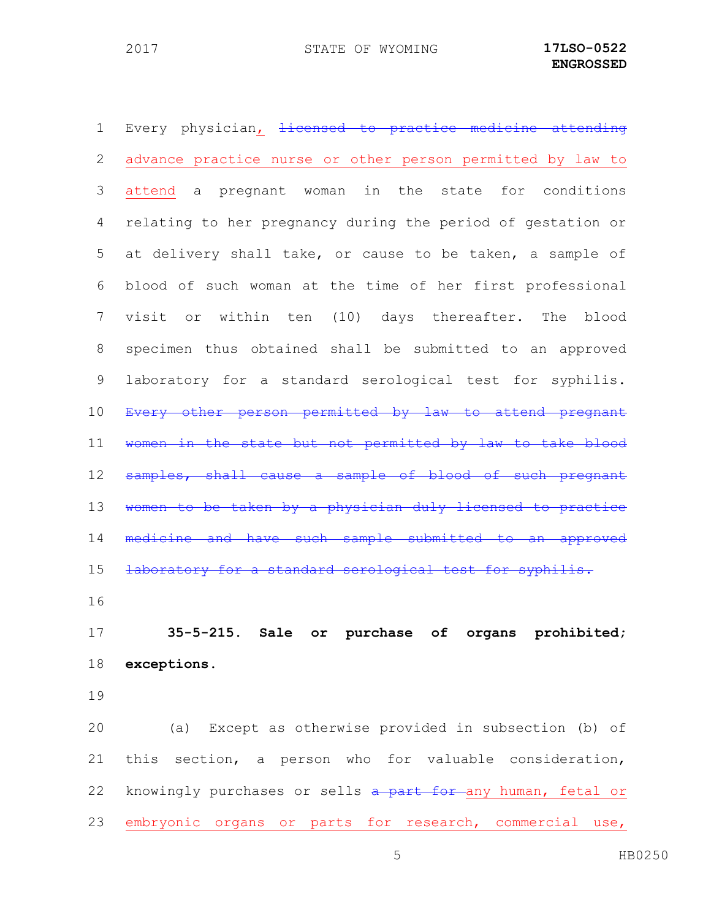Every physician<u>,</u> ~~licensed to practice medicine attending~~ <u>advance practice nurse or other person permitted by law to attend</u> a pregnant woman in the state for conditions relating to her pregnancy during the period of gestation or at delivery shall take, or cause to be taken, a sample of blood of such woman at the time of her first professional visit or within ten (10) days thereafter. The blood specimen thus obtained shall be submitted to an approved laboratory for a standard serological test for syphilis. ~~Every other person permitted by law to attend pregnant women in the state but not permitted by law to take blood samples, shall cause a sample of blood of such pregnant women to be taken by a physician duly licensed to practice medicine and have such sample submitted to an approved laboratory for a standard serological test for syphilis.~~

**35-5-215. Sale or purchase of organs prohibited; exceptions.**

(a) Except as otherwise provided in subsection (b) of this section, a person who for valuable consideration, knowingly purchases or sells ~~a part for~~ <u>any human, fetal or embryonic organs or parts for research, commercial use,</u>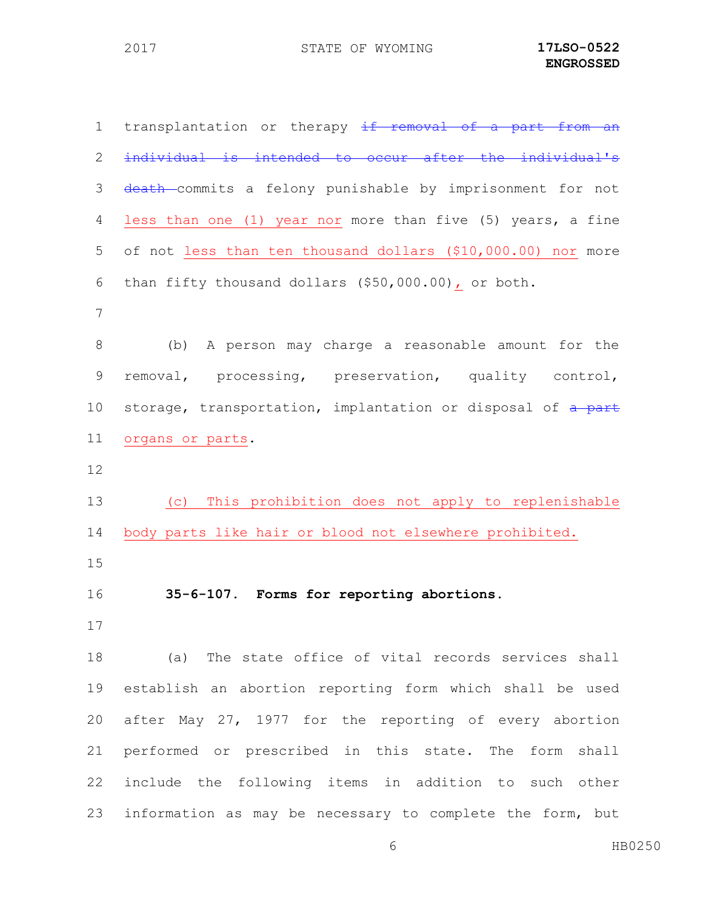transplantation or therapy ~~if removal of a part from an individual is intended to occur after the individual's death~~ commits a felony punishable by imprisonment for not less than one (1) year nor more than five (5) years, a fine of not less than ten thousand dollars ($10,000.00) nor more than fifty thousand dollars ($50,000.00), or both.

(b) A person may charge a reasonable amount for the removal, processing, preservation, quality control, storage, transportation, implantation or disposal of ~~a part~~ organs or parts.

(c) This prohibition does not apply to replenishable body parts like hair or blood not elsewhere prohibited.

**35-6-107. Forms for reporting abortions.**

(a) The state office of vital records services shall establish an abortion reporting form which shall be used after May 27, 1977 for the reporting of every abortion performed or prescribed in this state. The form shall include the following items in addition to such other information as may be necessary to complete the form, but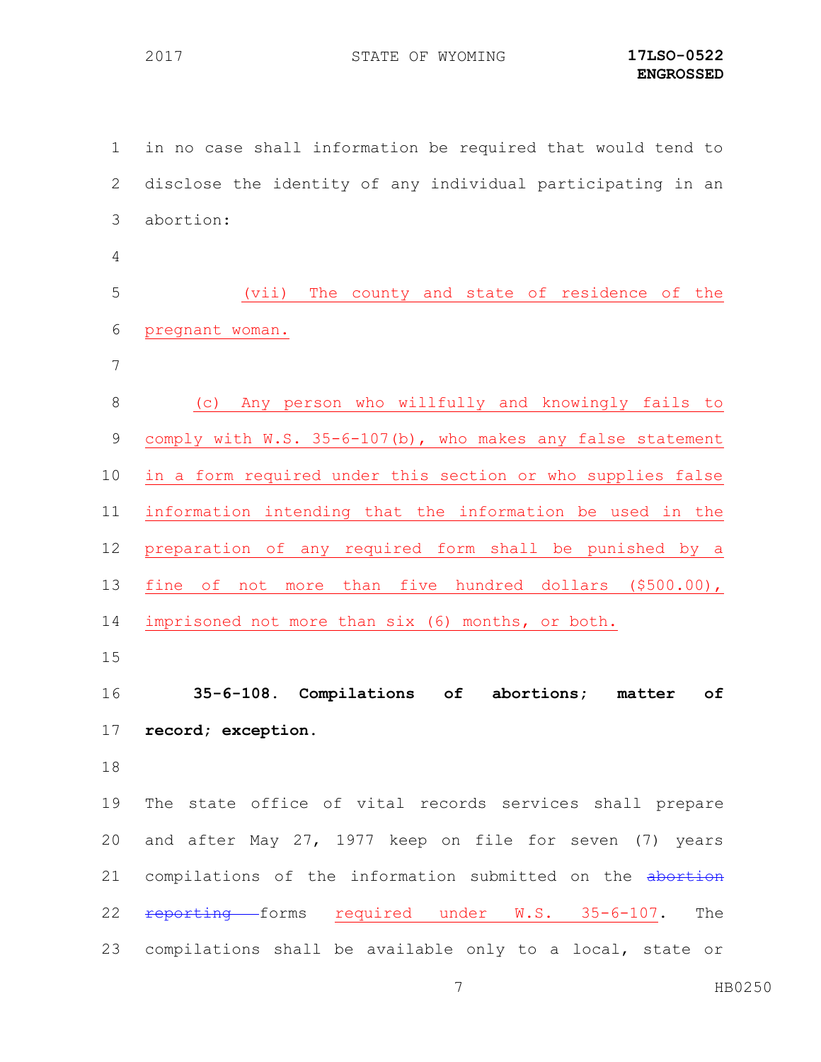in no case shall information be required that would tend to disclose the identity of any individual participating in an abortion:

(vii) The county and state of residence of the pregnant woman.

(c) Any person who willfully and knowingly fails to comply with W.S. 35-6-107(b), who makes any false statement in a form required under this section or who supplies false information intending that the information be used in the preparation of any required form shall be punished by a fine of not more than five hundred dollars ($500.00), imprisoned not more than six (6) months, or both.

**35-6-108. Compilations of abortions; matter of record; exception.**

The state office of vital records services shall prepare and after May 27, 1977 keep on file for seven (7) years compilations of the information submitted on the ~~abortion reporting~~ forms required under W.S. 35-6-107. The compilations shall be available only to a local, state or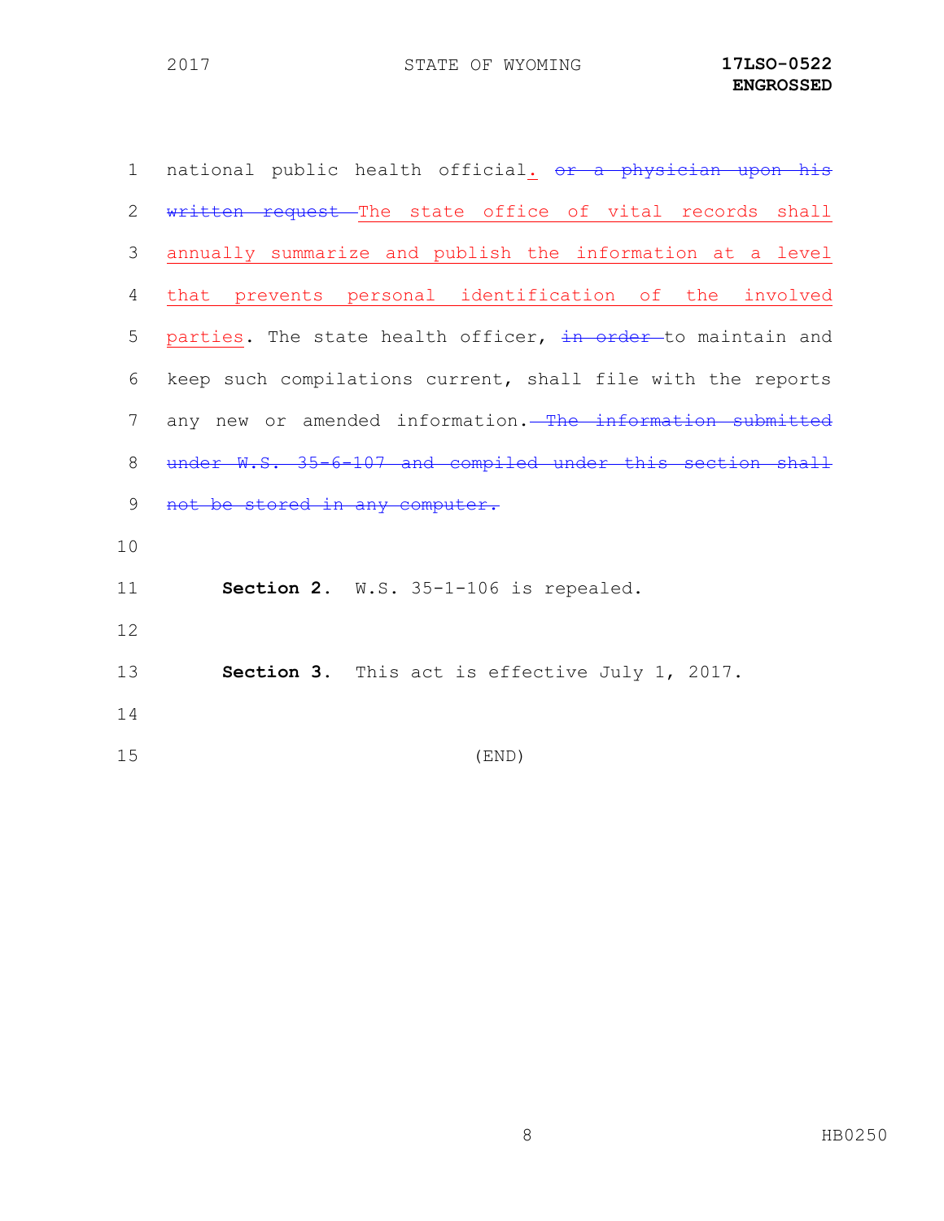national public health official~~. or a physician upon his written request~~ The state office of vital records shall annually summarize and publish the information at a level that prevents personal identification of the involved parties. The state health officer, ~~in order~~ to maintain and keep such compilations current, shall file with the reports any new or amended information.~~ The information submitted under W.S. 35-6-107 and compiled under this section shall not be stored in any computer.~~

**Section 2**. W.S. 35-1-106 is repealed.

**Section 3**. This act is effective July 1, 2017.

(END)